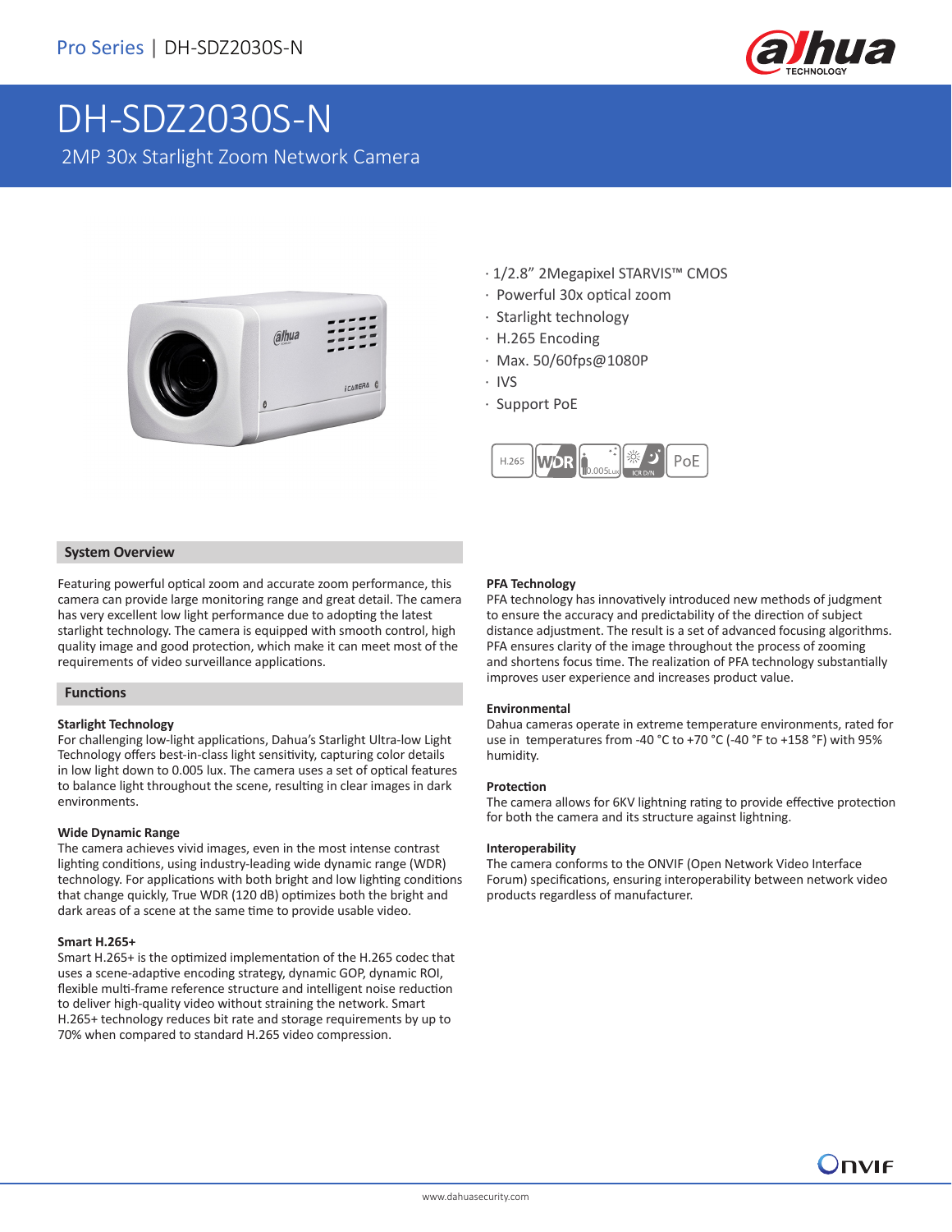# DH-SDZ2030S-N

## 2MP 30x Starlight Zoom Network Camera

- 1/2.8" 2Megapixel STARVIS™ CMOS
- Powerful 30x optical zoom
- Starlight technology
- H.265 Encoding
- Max. 50/60fps@1080P
- IVS
- Support PoE

## System Overview

Featuring powerful optical zoom and accurate zoom performance, this camera can provide large monitoring range and great detail. The camera has very excellent low light performance due to adopting the latest starlight technology. The camera is equipped with smooth control, high quality image and good protection, which make it can meet most of the requirements of video surveillance applications.

## Functions

**Starlight Technology**
For challenging low-light applications, Dahua's Starlight Ultra-low Light Technology offers best-in-class light sensitivity, capturing color details in low light down to 0.005 lux. The camera uses a set of optical features to balance light throughout the scene, resulting in clear images in dark environments.

**Wide Dynamic Range**
The camera achieves vivid images, even in the most intense contrast lighting conditions, using industry-leading wide dynamic range (WDR) technology. For applications with both bright and low lighting conditions that change quickly, True WDR (120 dB) optimizes both the bright and dark areas of a scene at the same time to provide usable video.

**Smart H.265+**
Smart H.265+ is the optimized implementation of the H.265 codec that uses a scene-adaptive encoding strategy, dynamic GOP, dynamic ROI, flexible multi-frame reference structure and intelligent noise reduction to deliver high-quality video without straining the network. Smart H.265+ technology reduces bit rate and storage requirements by up to 70% when compared to standard H.265 video compression.

**PFA Technology**
PFA technology has innovatively introduced new methods of judgment to ensure the accuracy and predictability of the direction of subject distance adjustment. The result is a set of advanced focusing algorithms. PFA ensures clarity of the image throughout the process of zooming and shortens focus time. The realization of PFA technology substantially improves user experience and increases product value.

**Environmental**
Dahua cameras operate in extreme temperature environments, rated for use in temperatures from -40 °C to +70 °C (-40 °F to +158 °F) with 95% humidity.

**Protection**
The camera allows for 6KV lightning rating to provide effective protection for both the camera and its structure against lightning.

**Interoperability**
The camera conforms to the ONVIF (Open Network Video Interface Forum) specifications, ensuring interoperability between network video products regardless of manufacturer.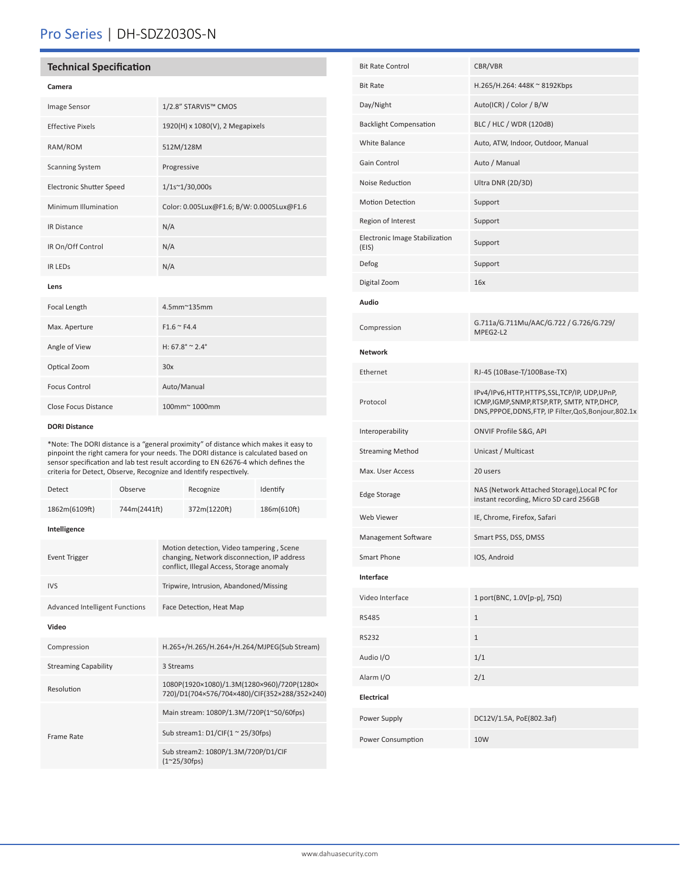## Technical Specification

### Camera

| | |
|---|---|
| Image Sensor | 1/2.8" STARVIS™ CMOS |
| Effective Pixels | 1920(H) x 1080(V), 2 Megapixels |
| RAM/ROM | 512M/128M |
| Scanning System | Progressive |
| Electronic Shutter Speed | 1/1s~1/30,000s |
| Minimum Illumination | Color: 0.005Lux@F1.6; B/W: 0.0005Lux@F1.6 |
| IR Distance | N/A |
| IR On/Off Control | N/A |
| IR LEDs | N/A |

### Lens

| | |
|---|---|
| Focal Length | 4.5mm~135mm |
| Max. Aperture | F1.6 ~ F4.4 |
| Angle of View | H: 67.8° ~ 2.4° |
| Optical Zoom | 30x |
| Focus Control | Auto/Manual |
| Close Focus Distance | 100mm~ 1000mm |

### DORI Distance

*Note: The DORI distance is a "general proximity" of distance which makes it easy to pinpoint the right camera for your needs. The DORI distance is calculated based on sensor specification and lab test result according to EN 62676-4 which defines the criteria for Detect, Observe, Recognize and Identify respectively.

| Detect | Observe | Recognize | Identify |
|---|---|---|---|
| 1862m(6109ft) | 744m(2441ft) | 372m(1220ft) | 186m(610ft) |

### Intelligence

| | |
|---|---|
| Event Trigger | Motion detection, Video tampering , Scene changing, Network disconnection, IP address conflict, Illegal Access, Storage anomaly |
| IVS | Tripwire, Intrusion, Abandoned/Missing |
| Advanced Intelligent Functions | Face Detection, Heat Map |

### Video

| | |
|---|---|
| Compression | H.265+/H.265/H.264+/H.264/MJPEG(Sub Stream) |
| Streaming Capability | 3 Streams |
| Resolution | 1080P(1920×1080)/1.3M(1280×960)/720P(1280×720)/D1(704×576/704×480)/CIF(352×288/352×240) |
| Frame Rate | Main stream: 1080P/1.3M/720P(1~50/60fps) |
| | Sub stream1: D1/CIF(1 ~ 25/30fps) |
| | Sub stream2: 1080P/1.3M/720P/D1/CIF (1~25/30fps) |
| Bit Rate Control | CBR/VBR |
| Bit Rate | H.265/H.264: 448K ~ 8192Kbps |
| Day/Night | Auto(ICR) / Color / B/W |
| Backlight Compensation | BLC / HLC / WDR (120dB) |
| White Balance | Auto, ATW, Indoor, Outdoor, Manual |
| Gain Control | Auto / Manual |
| Noise Reduction | Ultra DNR (2D/3D) |
| Motion Detection | Support |
| Region of Interest | Support |
| Electronic Image Stabilization (EIS) | Support |
| Defog | Support |
| Digital Zoom | 16x |

### Audio

| | |
|---|---|
| Compression | G.711a/G.711Mu/AAC/G.722 / G.726/G.729/ MPEG2-L2 |

### Network

| | |
|---|---|
| Ethernet | RJ-45 (10Base-T/100Base-TX) |
| Protocol | IPv4/IPv6,HTTP,HTTPS,SSL,TCP/IP, UDP,UPnP, ICMP,IGMP,SNMP,RTSP,RTP, SMTP, NTP,DHCP, DNS,PPPOE,DDNS,FTP, IP Filter,QoS,Bonjour,802.1x |
| Interoperability | ONVIF Profile S&G, API |
| Streaming Method | Unicast / Multicast |
| Max. User Access | 20 users |
| Edge Storage | NAS (Network Attached Storage),Local PC for instant recording, Micro SD card 256GB |
| Web Viewer | IE, Chrome, Firefox, Safari |
| Management Software | Smart PSS, DSS, DMSS |
| Smart Phone | IOS, Android |

### Interface

| | |
|---|---|
| Video Interface | 1 port(BNC, 1.0V[p-p], 75Ω) |
| RS485 | 1 |
| RS232 | 1 |
| Audio I/O | 1/1 |
| Alarm I/O | 2/1 |

### Electrical

| | |
|---|---|
| Power Supply | DC12V/1.5A, PoE(802.3af) |
| Power Consumption | 10W |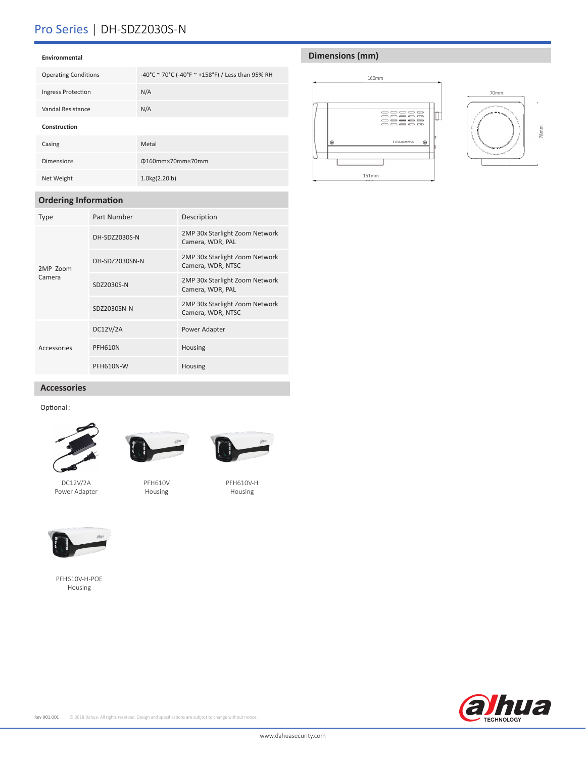## Environmental

| | |
|---|---|
| Operating Conditions | -40°C ~ 70°C (-40°F ~ +158°F) / Less than 95% RH |
| Ingress Protection | N/A |
| Vandal Resistance | N/A |

## Construction

| | |
|---|---|
| Casing | Metal |
| Dimensions | Φ160mm×70mm×70mm |
| Net Weight | 1.0kg(2.20lb) |

## Ordering Information

| Type | Part Number | Description |
|---|---|---|
| 2MP Zoom Camera | DH-SDZ2030S-N | 2MP 30x Starlight Zoom Network Camera, WDR, PAL |
| | DH-SDZ2030SN-N | 2MP 30x Starlight Zoom Network Camera, WDR, NTSC |
| | SDZ2030S-N | 2MP 30x Starlight Zoom Network Camera, WDR, PAL |
| | SDZ2030SN-N | 2MP 30x Starlight Zoom Network Camera, WDR, NTSC |
| Accessories | DC12V/2A | Power Adapter |
| | PFH610N | Housing |
| | PFH610N-W | Housing |

## Accessories

Optional:

DC12V/2A
Power Adapter

PFH610V
Housing

PFH610V-H
Housing

PFH610V-H-POE
Housing

## Dimensions (mm)

160mm

151mm

70mm

78mm

Rev 001.001 © 2018 Dahua. All rights reserved. Design and specifications are subject to change without notice.

www.dahuasecurity.com